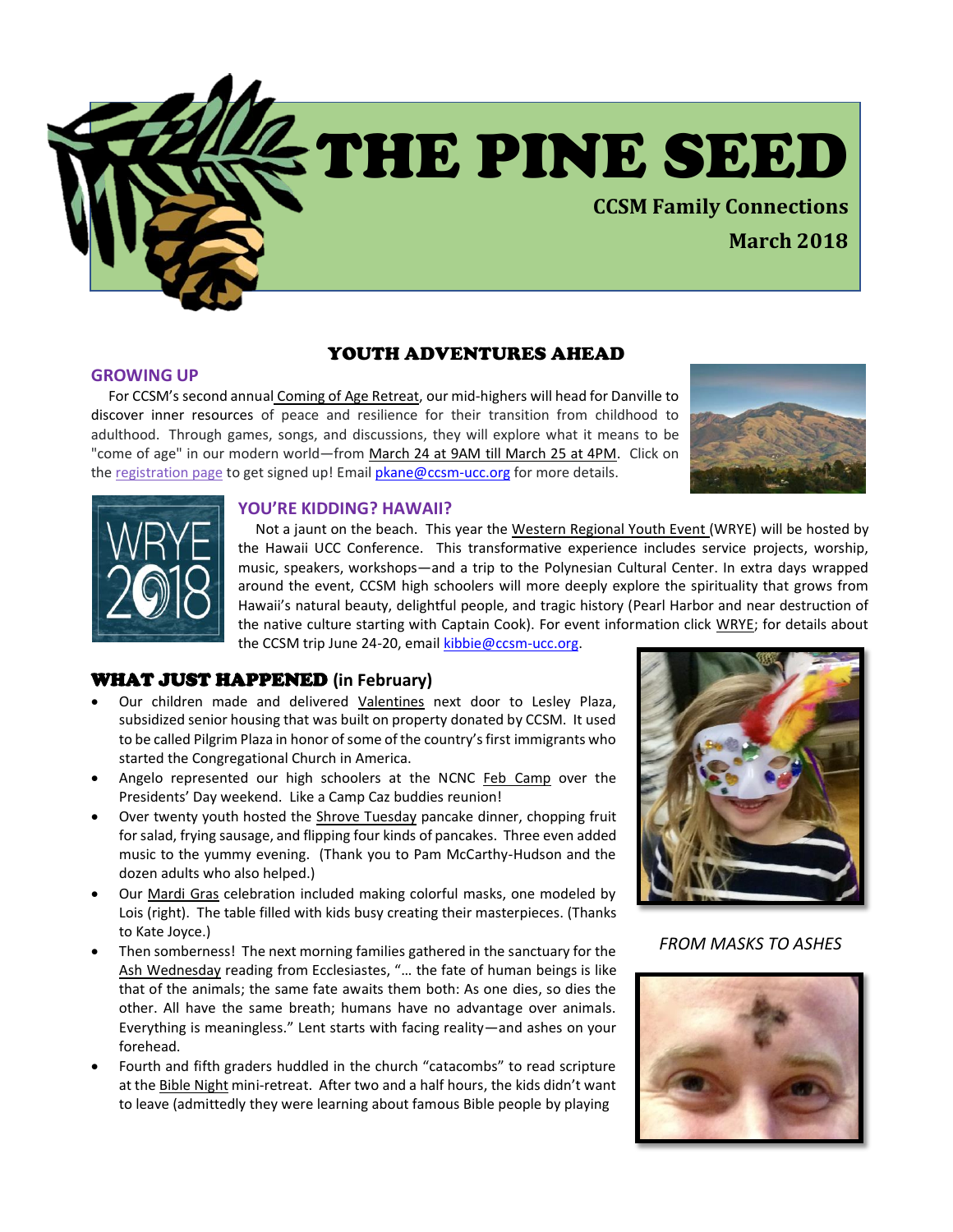# THE PINE SEED

**CCSM Family Connections**

**March 2018**

## YOUTH ADVENTURES AHEAD

### GROWING UP

For CCSM's second annual Coming of Age Retreat, our mid-highers will head for Danville to discover inner resources of peace and resilience for their transition from childhood to adulthood. Through games, songs, and discussions, they will explore what it means to be "come of age" in our modern world—from March 24 at 9AM till March 25 at 4PM. Click on the registration page to get signed up! Email pkane@ccsm-ucc.org for more details.

### YOU'RE KIDDING? HAWAII?

Not a jaunt on the beach. This year the Western Regional Youth Event (WRYE) will be hosted by the Hawaii UCC Conference. This transformative experience includes service projects, worship, music, speakers, workshops—and a trip to the Polynesian Cultural Center. In extra days wrapped around the event, CCSM high schoolers will more deeply explore the spirituality that grows from Hawaii's natural beauty, delightful people, and tragic history (Pearl Harbor and near destruction of the native culture starting with Captain Cook). For event information click WRYE; for details about the CCSM trip June 24-20, email kibbie@ccsm-ucc.org.

## WHAT JUST HAPPENED (in February)

- Our children made and delivered Valentines next door to Lesley Plaza, subsidized senior housing that was built on property donated by CCSM. It used to be called Pilgrim Plaza in honor of some of the country's first immigrants who started the Congregational Church in America.
- Angelo represented our high schoolers at the NCNC Feb Camp over the Presidents' Day weekend. Like a Camp Caz buddies reunion!
- Over twenty youth hosted the Shrove Tuesday pancake dinner, chopping fruit for salad, frying sausage, and flipping four kinds of pancakes. Three even added music to the yummy evening. (Thank you to Pam McCarthy-Hudson and the dozen adults who also helped.)
- Our Mardi Gras celebration included making colorful masks, one modeled by Lois (right). The table filled with kids busy creating their masterpieces. (Thanks to Kate Joyce.)
- Then somberness! The next morning families gathered in the sanctuary for the Ash Wednesday reading from Ecclesiastes, "… the fate of human beings is like that of the animals; the same fate awaits them both: As one dies, so dies the other. All have the same breath; humans have no advantage over animals. Everything is meaningless." Lent starts with facing reality—and ashes on your forehead.
- Fourth and fifth graders huddled in the church "catacombs" to read scripture at the Bible Night mini-retreat. After two and a half hours, the kids didn't want to leave (admittedly they were learning about famous Bible people by playing

*FROM MASKS TO ASHES*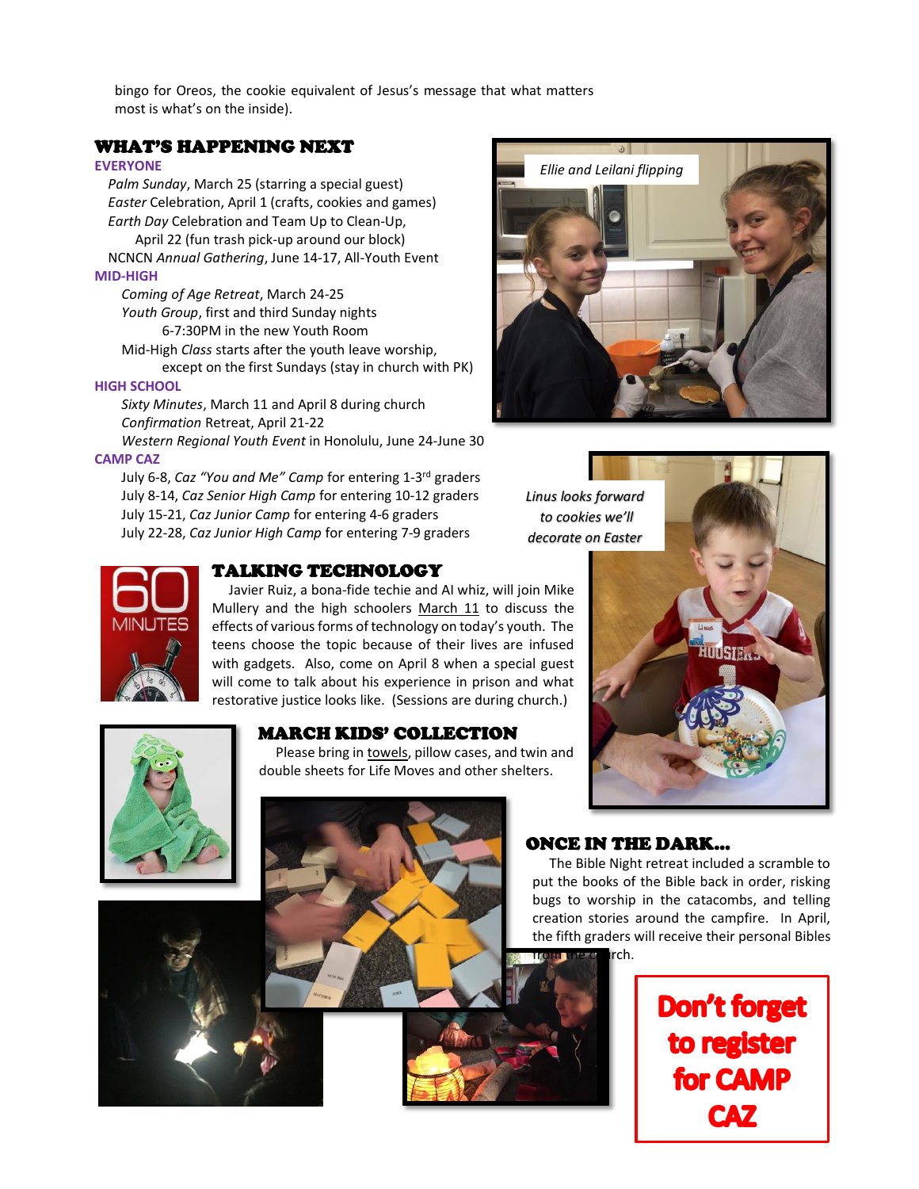bingo for Oreos, the cookie equivalent of Jesus's message that what matters most is what's on the inside).

## WHAT'S HAPPENING NEXT

**EVERYONE**

*Palm Sunday*, March 25 (starring a special guest)
*Easter* Celebration, April 1 (crafts, cookies and games)
*Earth Day* Celebration and Team Up to Clean-Up, April 22 (fun trash pick-up around our block)
NCNCN *Annual Gathering*, June 14-17, All-Youth Event

**MID-HIGH**

*Coming of Age Retreat*, March 24-25
*Youth Group*, first and third Sunday nights 6-7:30PM in the new Youth Room
Mid-High *Class* starts after the youth leave worship, except on the first Sundays (stay in church with PK)

**HIGH SCHOOL**

*Sixty Minutes*, March 11 and April 8 during church
*Confirmation* Retreat, April 21-22
*Western Regional Youth Event* in Honolulu, June 24-June 30

**CAMP CAZ**

July 6-8, *Caz "You and Me" Camp* for entering 1-3rd graders
July 8-14, *Caz Senior High Camp* for entering 10-12 graders
July 15-21, *Caz Junior Camp* for entering 4-6 graders
July 22-28, *Caz Junior High Camp* for entering 7-9 graders

*Ellie and Leilani flipping*

*Linus looks forward to cookies we'll decorate on Easter*

## TALKING TECHNOLOGY

Javier Ruiz, a bona-fide techie and AI whiz, will join Mike Mullery and the high schoolers March 11 to discuss the effects of various forms of technology on today's youth. The teens choose the topic because of their lives are infused with gadgets. Also, come on April 8 when a special guest will come to talk about his experience in prison and what restorative justice looks like. (Sessions are during church.)

## MARCH KIDS' COLLECTION

Please bring in towels, pillow cases, and twin and double sheets for Life Moves and other shelters.

## ONCE IN THE DARK…

The Bible Night retreat included a scramble to put the books of the Bible back in order, risking bugs to worship in the catacombs, and telling creation stories around the campfire. In April, the fifth graders will receive their personal Bibles from the church.

**Don't forget to register for CAMP CAZ**